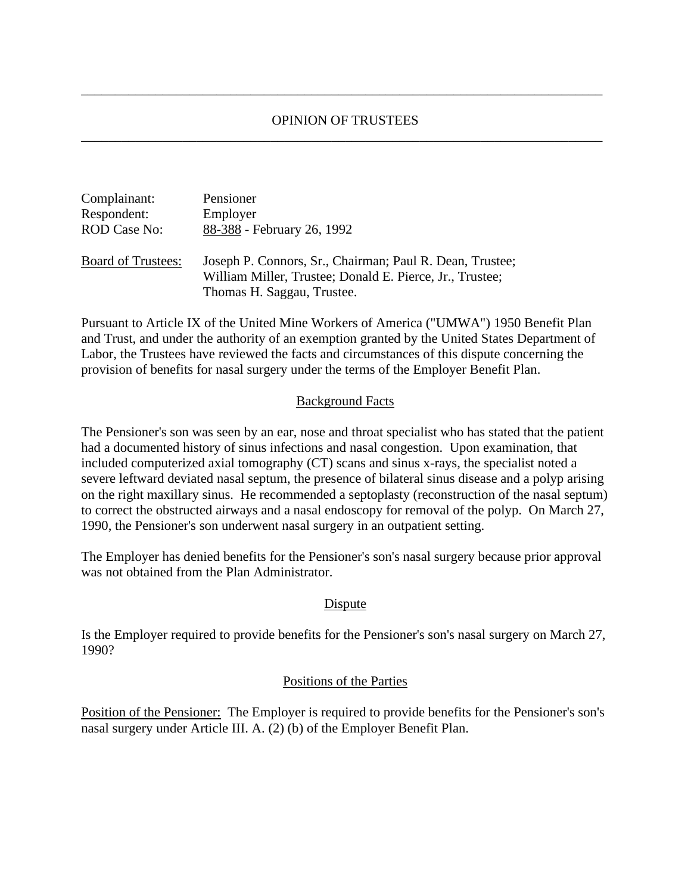# OPINION OF TRUSTEES

| | |
|---|---|
| Complainant: | Pensioner |
| Respondent: | Employer |
| ROD Case No: | 88-388 - February 26, 1992 |
| Board of Trustees: | Joseph P. Connors, Sr., Chairman; Paul R. Dean, Trustee; William Miller, Trustee; Donald E. Pierce, Jr., Trustee; Thomas H. Saggau, Trustee. |

Pursuant to Article IX of the United Mine Workers of America ("UMWA") 1950 Benefit Plan and Trust, and under the authority of an exemption granted by the United States Department of Labor, the Trustees have reviewed the facts and circumstances of this dispute concerning the provision of benefits for nasal surgery under the terms of the Employer Benefit Plan.

## Background Facts

The Pensioner's son was seen by an ear, nose and throat specialist who has stated that the patient had a documented history of sinus infections and nasal congestion. Upon examination, that included computerized axial tomography (CT) scans and sinus x-rays, the specialist noted a severe leftward deviated nasal septum, the presence of bilateral sinus disease and a polyp arising on the right maxillary sinus. He recommended a septoplasty (reconstruction of the nasal septum) to correct the obstructed airways and a nasal endoscopy for removal of the polyp. On March 27, 1990, the Pensioner's son underwent nasal surgery in an outpatient setting.

The Employer has denied benefits for the Pensioner's son's nasal surgery because prior approval was not obtained from the Plan Administrator.

## Dispute

Is the Employer required to provide benefits for the Pensioner's son's nasal surgery on March 27, 1990?

## Positions of the Parties

Position of the Pensioner: The Employer is required to provide benefits for the Pensioner's son's nasal surgery under Article III. A. (2) (b) of the Employer Benefit Plan.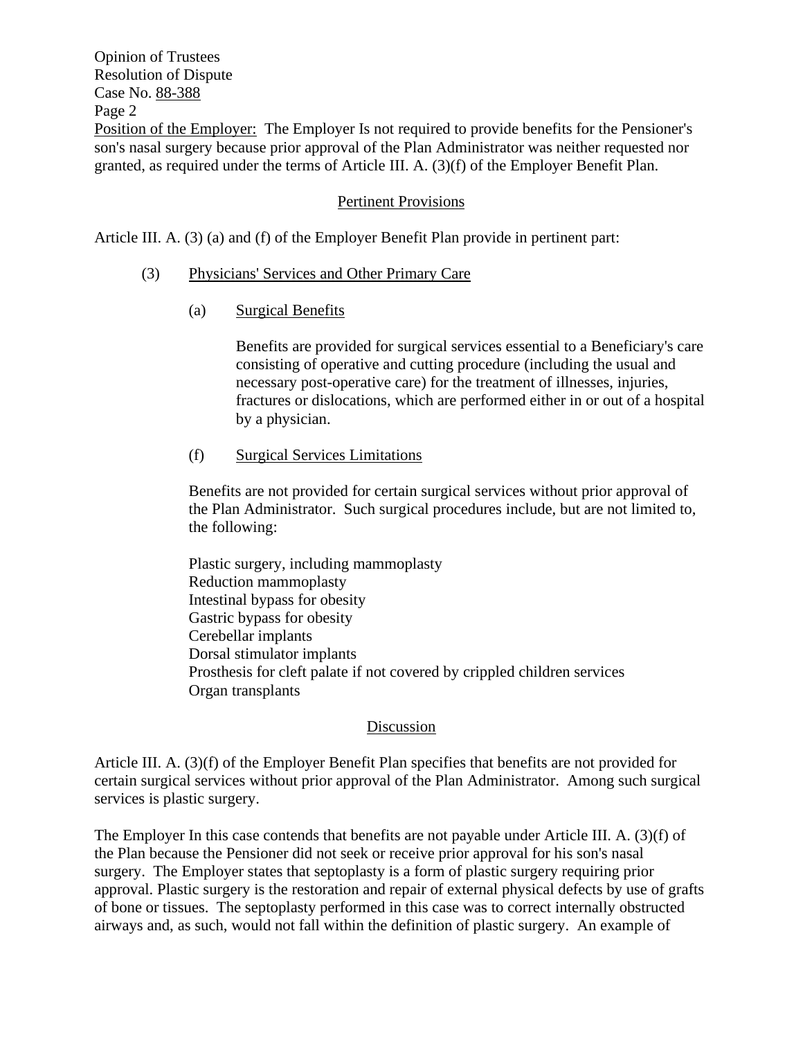Position of the Employer: The Employer Is not required to provide benefits for the Pensioner's son's nasal surgery because prior approval of the Plan Administrator was neither requested nor granted, as required under the terms of Article III. A. (3)(f) of the Employer Benefit Plan.

## Pertinent Provisions

Article III. A. (3) (a) and (f) of the Employer Benefit Plan provide in pertinent part:

(3) Physicians' Services and Other Primary Care

(a) Surgical Benefits

Benefits are provided for surgical services essential to a Beneficiary's care consisting of operative and cutting procedure (including the usual and necessary post-operative care) for the treatment of illnesses, injuries, fractures or dislocations, which are performed either in or out of a hospital by a physician.

(f) Surgical Services Limitations

Benefits are not provided for certain surgical services without prior approval of the Plan Administrator. Such surgical procedures include, but are not limited to, the following:

Plastic surgery, including mammoplasty
Reduction mammoplasty
Intestinal bypass for obesity
Gastric bypass for obesity
Cerebellar implants
Dorsal stimulator implants
Prosthesis for cleft palate if not covered by crippled children services
Organ transplants

## Discussion

Article III. A. (3)(f) of the Employer Benefit Plan specifies that benefits are not provided for certain surgical services without prior approval of the Plan Administrator. Among such surgical services is plastic surgery.

The Employer In this case contends that benefits are not payable under Article III. A. (3)(f) of the Plan because the Pensioner did not seek or receive prior approval for his son's nasal surgery. The Employer states that septoplasty is a form of plastic surgery requiring prior approval. Plastic surgery is the restoration and repair of external physical defects by use of grafts of bone or tissues. The septoplasty performed in this case was to correct internally obstructed airways and, as such, would not fall within the definition of plastic surgery. An example of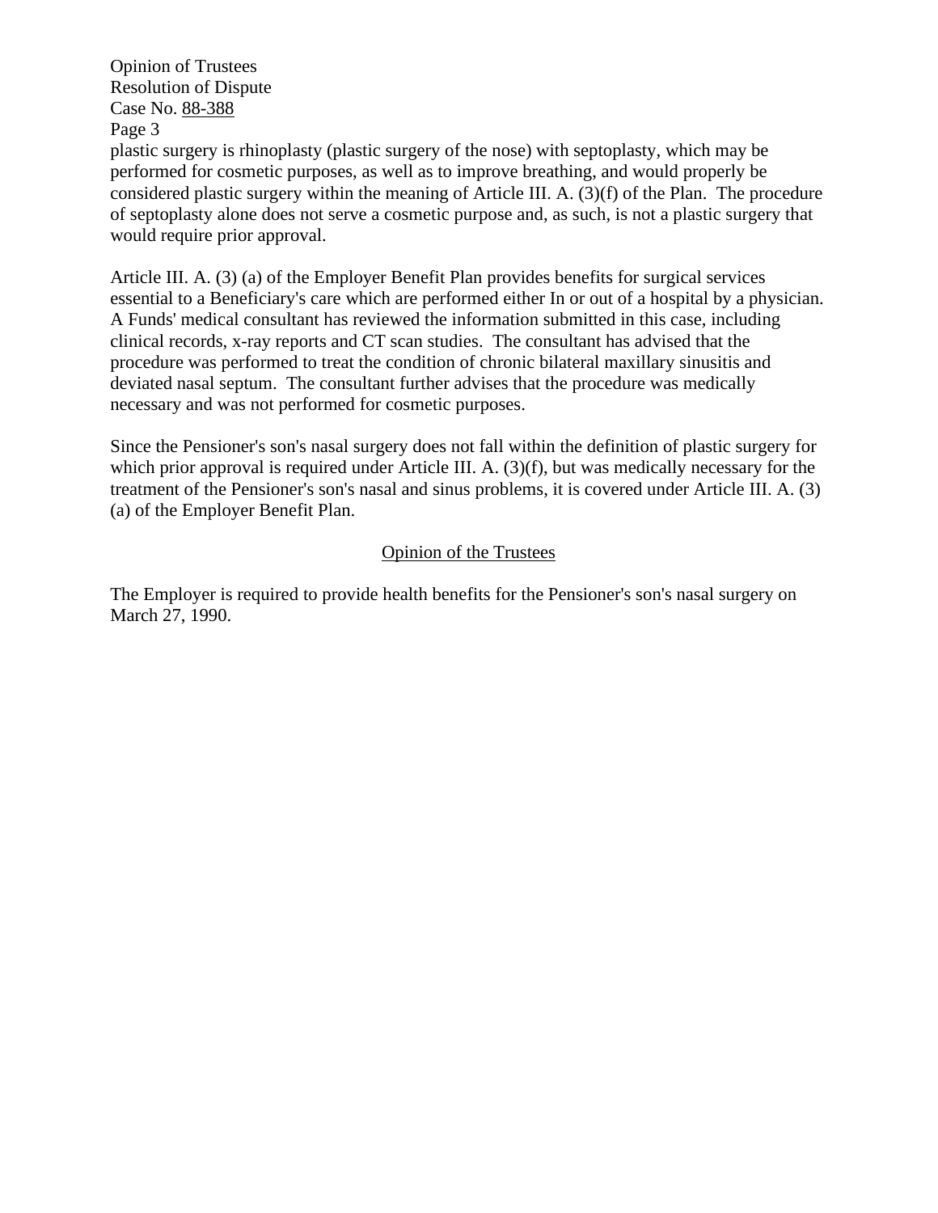plastic surgery is rhinoplasty (plastic surgery of the nose) with septoplasty, which may be performed for cosmetic purposes, as well as to improve breathing, and would properly be considered plastic surgery within the meaning of Article III. A. (3)(f) of the Plan. The procedure of septoplasty alone does not serve a cosmetic purpose and, as such, is not a plastic surgery that would require prior approval.

Article III. A. (3) (a) of the Employer Benefit Plan provides benefits for surgical services essential to a Beneficiary's care which are performed either In or out of a hospital by a physician. A Funds' medical consultant has reviewed the information submitted in this case, including clinical records, x-ray reports and CT scan studies. The consultant has advised that the procedure was performed to treat the condition of chronic bilateral maxillary sinusitis and deviated nasal septum. The consultant further advises that the procedure was medically necessary and was not performed for cosmetic purposes.

Since the Pensioner's son's nasal surgery does not fall within the definition of plastic surgery for which prior approval is required under Article III. A. (3)(f), but was medically necessary for the treatment of the Pensioner's son's nasal and sinus problems, it is covered under Article III. A. (3) (a) of the Employer Benefit Plan.

## Opinion of the Trustees

The Employer is required to provide health benefits for the Pensioner's son's nasal surgery on March 27, 1990.